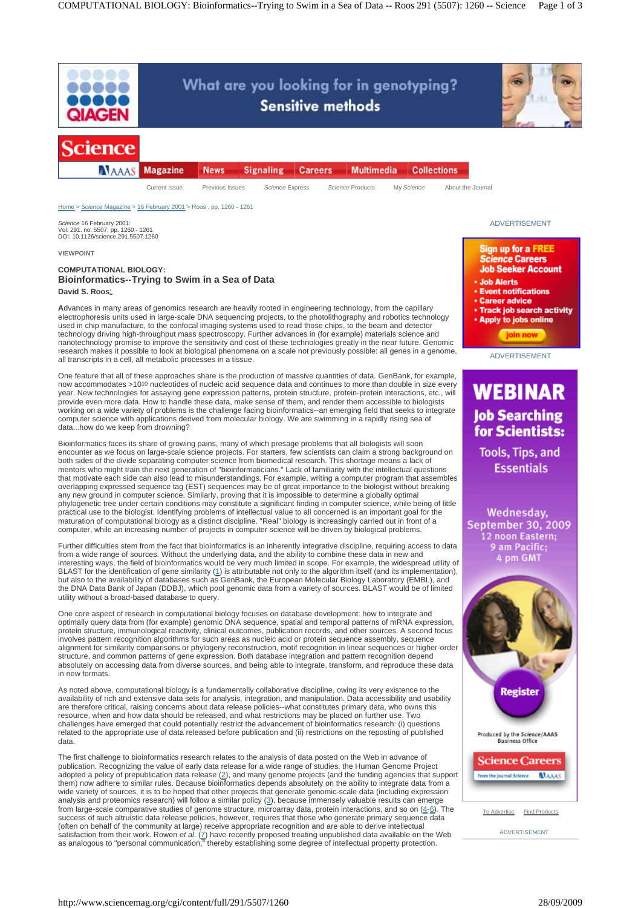Home > *Science Magazine* > 16 February 2001 > Roos , pp. 1260 - 1261

*Science* 16 February 2001:
Vol. 291. no. 5507, pp. 1260 - 1261
DOI: 10.1126/science.291.5507.1260

VIEWPOINT

## COMPUTATIONAL BIOLOGY:
# Bioinformatics--Trying to Swim in a Sea of Data

**David S. Roos**[*]

**A**dvances in many areas of genomics research are heavily rooted in engineering technology, from the capillary electrophoresis units used in large-scale DNA sequencing projects, to the photolithography and robotics technology used in chip manufacture, to the confocal imaging systems used to read those chips, to the beam and detector technology driving high-throughput mass spectroscopy. Further advances in (for example) materials science and nanotechnology promise to improve the sensitivity and cost of these technologies greatly in the near future. Genomic research makes it possible to look at biological phenomena on a scale not previously possible: all genes in a genome, all transcripts in a cell, all metabolic processes in a tissue.

One feature that all of these approaches share is the production of massive quantities of data. GenBank, for example, now accommodates $>10^{10}$ nucleotides of nucleic acid sequence data and continues to more than double in size every year. New technologies for assaying gene expression patterns, protein structure, protein-protein interactions, etc., will provide even more data. How to handle these data, make sense of them, and render them accessible to biologists working on a wide variety of problems is the challenge facing bioinformatics--an emerging field that seeks to integrate computer science with applications derived from molecular biology. We are swimming in a rapidly rising sea of data...how do we keep from drowning?

Bioinformatics faces its share of growing pains, many of which presage problems that all biologists will soon encounter as we focus on large-scale science projects. For starters, few scientists can claim a strong background on both sides of the divide separating computer science from biomedical research. This shortage means a lack of mentors who might train the next generation of "bioinformaticians." Lack of familiarity with the intellectual questions that motivate each side can also lead to misunderstandings. For example, writing a computer program that assembles overlapping expressed sequence tag (EST) sequences may be of great importance to the biologist without breaking any new ground in computer science. Similarly, proving that it is impossible to determine a globally optimal phylogenetic tree under certain conditions may constitute a significant finding in computer science, while being of little practical use to the biologist. Identifying problems of intellectual value to all concerned is an important goal for the maturation of computational biology as a distinct discipline. "Real" biology is increasingly carried out in front of a computer, while an increasing number of projects in computer science will be driven by biological problems.

Further difficulties stem from the fact that bioinformatics is an inherently integrative discipline, requiring access to data from a wide range of sources. Without the underlying data, and the ability to combine these data in new and interesting ways, the field of bioinformatics would be very much limited in scope. For example, the widespread utility of BLAST for the identification of gene similarity (1) is attributable not only to the algorithm itself (and its implementation), but also to the availability of databases such as GenBank, the European Molecular Biology Laboratory (EMBL), and the DNA Data Bank of Japan (DDBJ), which pool genomic data from a variety of sources. BLAST would be of limited utility without a broad-based database to query.

One core aspect of research in computational biology focuses on database development: how to integrate and optimally query data from (for example) genomic DNA sequence, spatial and temporal patterns of mRNA expression, protein structure, immunological reactivity, clinical outcomes, publication records, and other sources. A second focus involves pattern recognition algorithms for such areas as nucleic acid or protein sequence assembly, sequence alignment for similarity comparisons or phylogeny reconstruction, motif recognition in linear sequences or higher-order structure, and common patterns of gene expression. Both database integration and pattern recognition depend absolutely on accessing data from diverse sources, and being able to integrate, transform, and reproduce these data in new formats.

As noted above, computational biology is a fundamentally collaborative discipline, owing its very existence to the availability of rich and extensive data sets for analysis, integration, and manipulation. Data accessibility and usability are therefore critical, raising concerns about data release policies--what constitutes primary data, who owns this resource, when and how data should be released, and what restrictions may be placed on further use. Two challenges have emerged that could potentially restrict the advancement of bioinformatics research: (i) questions related to the appropriate use of data released before publication and (ii) restrictions on the reposting of published data.

The first challenge to bioinformatics research relates to the analysis of data posted on the Web in advance of publication. Recognizing the value of early data release for a wide range of studies, the Human Genome Project adopted a policy of prepublication data release (2), and many genome projects (and the funding agencies that support them) now adhere to similar rules. Because bioinformatics depends absolutely on the ability to integrate data from a wide variety of sources, it is to be hoped that other projects that generate genomic-scale data (including expression analysis and proteomics research) will follow a similar policy (3), because immensely valuable results can emerge from large-scale comparative studies of genome structure, microarray data, protein interactions, and so on (4-6). The success of such altruistic data release policies, however, requires that those who generate primary sequence data (often on behalf of the community at large) receive appropriate recognition and are able to derive intellectual satisfaction from their work. Rowen *et al*. (7) have recently proposed treating unpublished data available on the Web as analogous to "personal communication," thereby establishing some degree of intellectual property protection.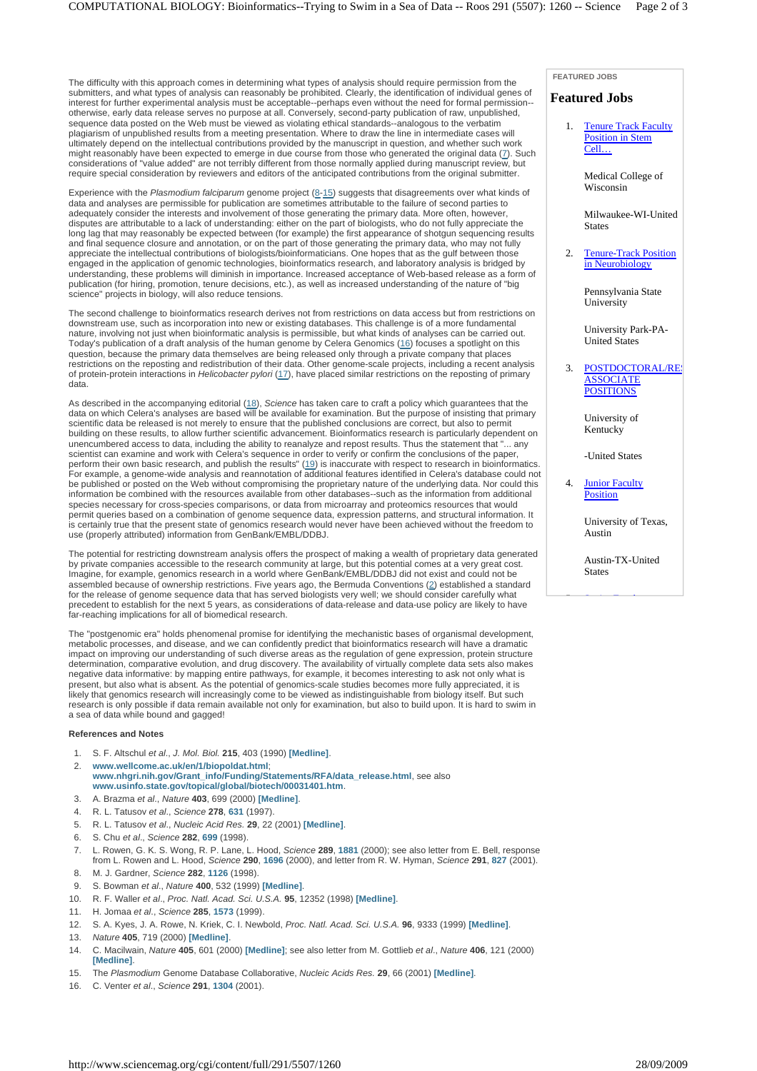The difficulty with this approach comes in determining what types of analysis should require permission from the submitters, and what types of analysis can reasonably be prohibited. Clearly, the identification of individual genes of interest for further experimental analysis must be acceptable--perhaps even without the need for formal permission--otherwise, early data release serves no purpose at all. Conversely, second-party publication of raw, unpublished, sequence data posted on the Web must be viewed as violating ethical standards--analogous to the verbatim plagiarism of unpublished results from a meeting presentation. Where to draw the line in intermediate cases will ultimately depend on the intellectual contributions provided by the manuscript in question, and whether such work might reasonably have been expected to emerge in due course from those who generated the original data (7). Such considerations of "value added" are not terribly different from those normally applied during manuscript review, but require special consideration by reviewers and editors of the anticipated contributions from the original submitter.

Experience with the *Plasmodium falciparum* genome project (8-15) suggests that disagreements over what kinds of data and analyses are permissible for publication are sometimes attributable to the failure of second parties to adequately consider the interests and involvement of those generating the primary data. More often, however, disputes are attributable to a lack of understanding: either on the part of biologists, who do not fully appreciate the long lag that may reasonably be expected between (for example) the first appearance of shotgun sequencing results and final sequence closure and annotation, or on the part of those generating the primary data, who may not fully appreciate the intellectual contributions of biologists/bioinformaticians. One hopes that as the gulf between those engaged in the application of genomic technologies, bioinformatics research, and laboratory analysis is bridged by understanding, these problems will diminish in importance. Increased acceptance of Web-based release as a form of publication (for hiring, promotion, tenure decisions, etc.), as well as increased understanding of the nature of "big science" projects in biology, will also reduce tensions.

The second challenge to bioinformatics research derives not from restrictions on data access but from restrictions on downstream use, such as incorporation into new or existing databases. This challenge is of a more fundamental nature, involving not just when bioinformatic analysis is permissible, but what kinds of analyses can be carried out. Today's publication of a draft analysis of the human genome by Celera Genomics (16) focuses a spotlight on this question, because the primary data themselves are being released only through a private company that places restrictions on the reposting and redistribution of their data. Other genome-scale projects, including a recent analysis of protein-protein interactions in *Helicobacter pylori* (17), have placed similar restrictions on the reposting of primary data.

As described in the accompanying editorial (18), *Science* has taken care to craft a policy which guarantees that the data on which Celera's analyses are based will be available for examination. But the purpose of insisting that primary scientific data be released is not merely to ensure that the published conclusions are correct, but also to permit building on these results, to allow further scientific advancement. Bioinformatics research is particularly dependent on unencumbered access to data, including the ability to reanalyze and repost results. Thus the statement that "... any scientist can examine and work with Celera's sequence in order to verify or confirm the conclusions of the paper, perform their own basic research, and publish the results" (19) is inaccurate with respect to research in bioinformatics. For example, a genome-wide analysis and reannotation of additional features identified in Celera's database could not be published or posted on the Web without compromising the proprietary nature of the underlying data. Nor could this information be combined with the resources available from other databases--such as the information from additional species necessary for cross-species comparisons, or data from microarray and proteomics resources that would permit queries based on a combination of genome sequence data, expression patterns, and structural information. It is certainly true that the present state of genomics research would never have been achieved without the freedom to use (properly attributed) information from GenBank/EMBL/DDBJ.

The potential for restricting downstream analysis offers the prospect of making a wealth of proprietary data generated by private companies accessible to the research community at large, but this potential comes at a very great cost. Imagine, for example, genomics research in a world where GenBank/EMBL/DDBJ did not exist and could not be assembled because of ownership restrictions. Five years ago, the Bermuda Conventions (2) established a standard for the release of genome sequence data that has served biologists very well; we should consider carefully what precedent to establish for the next 5 years, as considerations of data-release and data-use policy are likely to have far-reaching implications for all of biomedical research.

The "postgenomic era" holds phenomenal promise for identifying the mechanistic bases of organismal development, metabolic processes, and disease, and we can confidently predict that bioinformatics research will have a dramatic impact on improving our understanding of such diverse areas as the regulation of gene expression, protein structure determination, comparative evolution, and drug discovery. The availability of virtually complete data sets also makes negative data informative: by mapping entire pathways, for example, it becomes interesting to ask not only what is present, but also what is absent. As the potential of genomics-scale studies becomes more fully appreciated, it is likely that genomics research will increasingly come to be viewed as indistinguishable from biology itself. But such research is only possible if data remain available not only for examination, but also to build upon. It is hard to swim in a sea of data while bound and gagged!

### References and Notes

1. S. F. Altschul *et al.*, *J. Mol. Biol.* **215**, 403 (1990) **[Medline]**.
2. **www.wellcome.ac.uk/en/1/biopoldat.html**; **www.nhgri.nih.gov/Grant_info/Funding/Statements/RFA/data_release.html**, see also **www.usinfo.state.gov/topical/global/biotech/00031401.htm**.
3. A. Brazma *et al.*, *Nature* **403**, 699 (2000) **[Medline]**.
4. R. L. Tatusov *et al.*, *Science* **278**, **631** (1997).
5. R. L. Tatusov *et al.*, *Nucleic Acid Res.* **29**, 22 (2001) **[Medline]**.
6. S. Chu *et al.*, *Science* **282**, **699** (1998).
7. L. Rowen, G. K. S. Wong, R. P. Lane, L. Hood, *Science* **289**, **1881** (2000); see also letter from E. Bell, response from L. Rowen and L. Hood, *Science* **290**, **1696** (2000), and letter from R. W. Hyman, *Science* **291**, **827** (2001).
8. M. J. Gardner, *Science* **282**, **1126** (1998).
9. S. Bowman *et al.*, *Nature* **400**, 532 (1999) **[Medline]**.
10. R. F. Waller *et al.*, *Proc. Natl. Acad. Sci. U.S.A.* **95**, 12352 (1998) **[Medline]**.
11. H. Jomaa *et al.*, *Science* **285**, **1573** (1999).
12. S. A. Kyes, J. A. Rowe, N. Kriek, C. I. Newbold, *Proc. Natl. Acad. Sci. U.S.A.* **96**, 9333 (1999) **[Medline]**.
13. *Nature* **405**, 719 (2000) **[Medline]**.
14. C. Macilwain, *Nature* **405**, 601 (2000) **[Medline]**; see also letter from M. Gottlieb *et al.*, *Nature* **406**, 121 (2000) **[Medline]**.
15. The *Plasmodium* Genome Database Collaborative, *Nucleic Acids Res.* **29**, 66 (2001) **[Medline]**.
16. C. Venter *et al.*, *Science* **291**, **1304** (2001).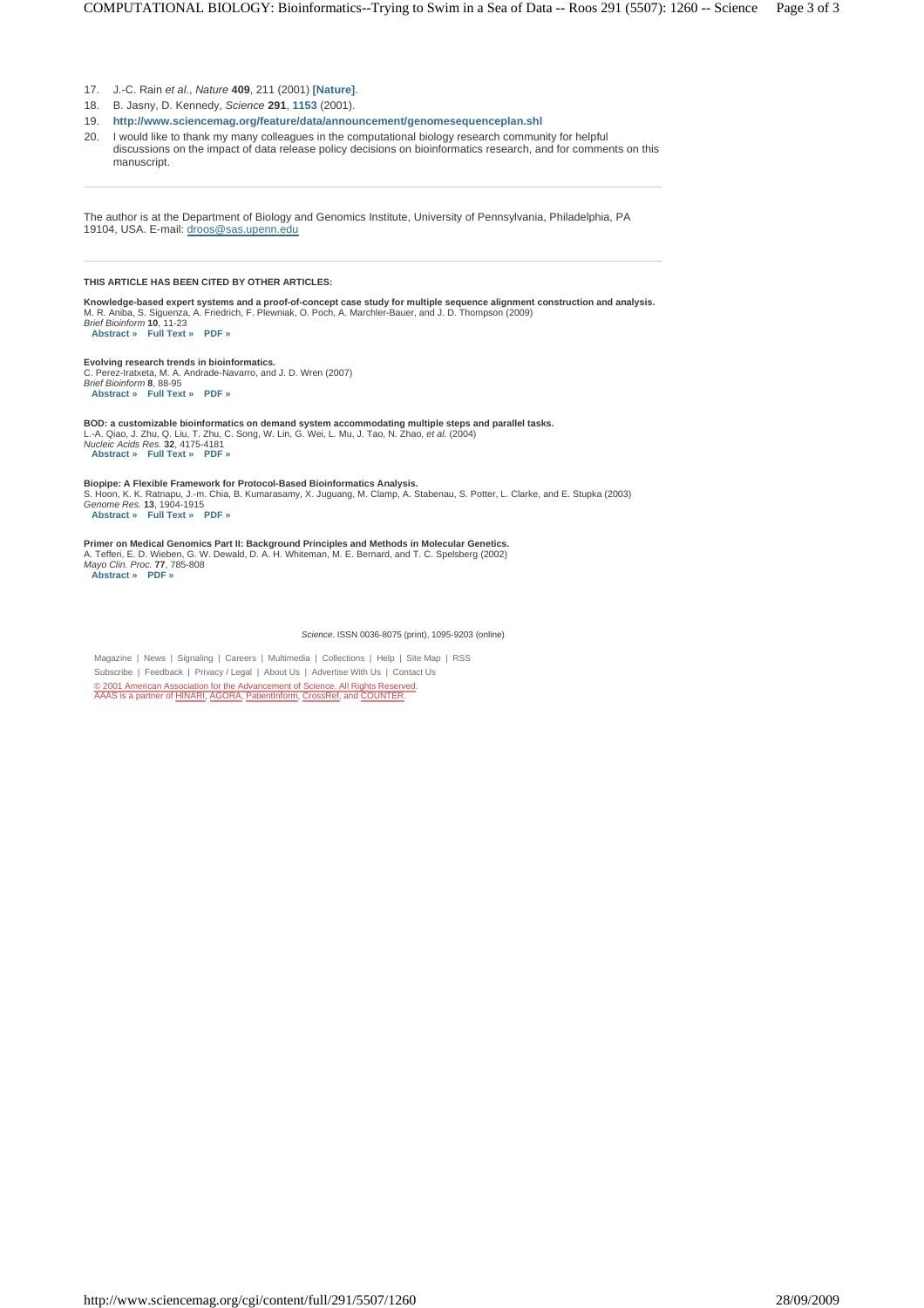17. J.-C. Rain *et al.*, *Nature* **409**, 211 (2001) **[Nature]**.
18. B. Jasny, D. Kennedy, *Science* **291**, **1153** (2001).
19. **http://www.sciencemag.org/feature/data/announcement/genomesequenceplan.shl**
20. I would like to thank my many colleagues in the computational biology research community for helpful discussions on the impact of data release policy decisions on bioinformatics research, and for comments on this manuscript.

---

The author is at the Department of Biology and Genomics Institute, University of Pennsylvania, Philadelphia, PA 19104, USA. E-mail: droos@sas.upenn.edu

---

**THIS ARTICLE HAS BEEN CITED BY OTHER ARTICLES:**

**Knowledge-based expert systems and a proof-of-concept case study for multiple sequence alignment construction and analysis.**
M. R. Aniba, S. Siguenza, A. Friedrich, F. Plewniak, O. Poch, A. Marchler-Bauer, and J. D. Thompson (2009)
*Brief Bioinform* **10**, 11-23
**Abstract » Full Text » PDF »**

**Evolving research trends in bioinformatics.**
C. Perez-Iratxeta, M. A. Andrade-Navarro, and J. D. Wren (2007)
*Brief Bioinform* **8**, 88-95
**Abstract » Full Text » PDF »**

**BOD: a customizable bioinformatics on demand system accommodating multiple steps and parallel tasks.**
L.-A. Qiao, J. Zhu, Q. Liu, T. Zhu, C. Song, W. Lin, G. Wei, L. Mu, J. Tao, N. Zhao, *et al.* (2004)
*Nucleic Acids Res.* **32**, 4175-4181
**Abstract » Full Text » PDF »**

**Biopipe: A Flexible Framework for Protocol-Based Bioinformatics Analysis.**
S. Hoon, K. K. Ratnapu, J.-m. Chia, B. Kumarasamy, X. Juguang, M. Clamp, A. Stabenau, S. Potter, L. Clarke, and E. Stupka (2003)
*Genome Res.* **13**, 1904-1915
**Abstract » Full Text » PDF »**

**Primer on Medical Genomics Part II: Background Principles and Methods in Molecular Genetics.**
A. Tefferi, E. D. Wieben, G. W. Dewald, D. A. H. Whiteman, M. E. Bernard, and T. C. Spelsberg (2002)
*Mayo Clin. Proc.* **77**, 785-808
**Abstract » PDF »**

*Science*. ISSN 0036-8075 (print), 1095-9203 (online)

Magazine | News | Signaling | Careers | Multimedia | Collections | Help | Site Map | RSS
Subscribe | Feedback | Privacy / Legal | About Us | Advertise With Us | Contact Us
© 2001 American Association for the Advancement of Science. All Rights Reserved.
AAAS is a partner of HINARI, AGORA, PatientInform, CrossRef, and COUNTER.